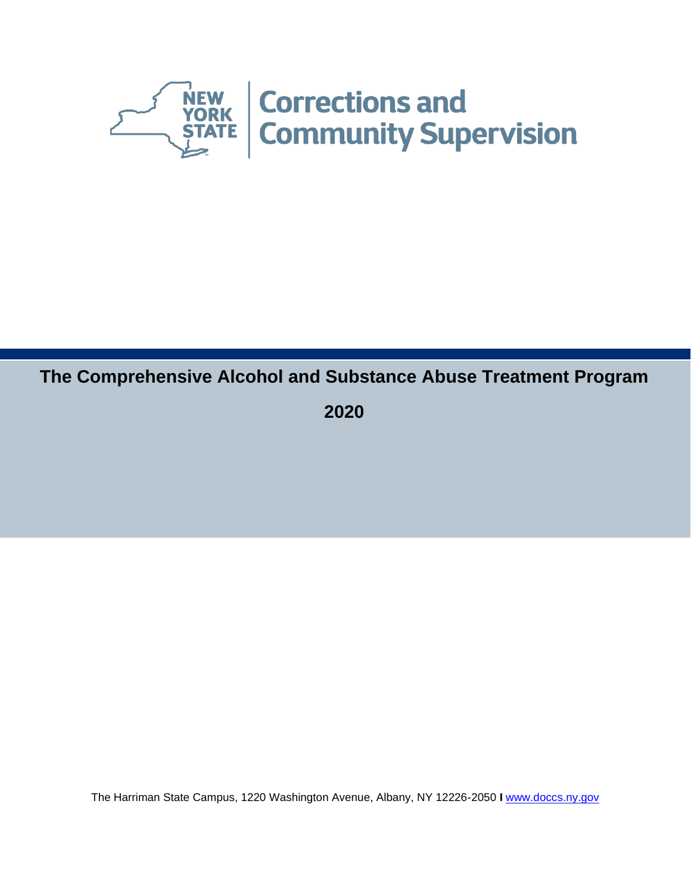NEW YORK STATE | Corrections and Community Supervision

# The Comprehensive Alcohol and Substance Abuse Treatment Program

## 2020

The Harriman State Campus, 1220 Washington Avenue, Albany, NY 12226-2050 I www.doccs.ny.gov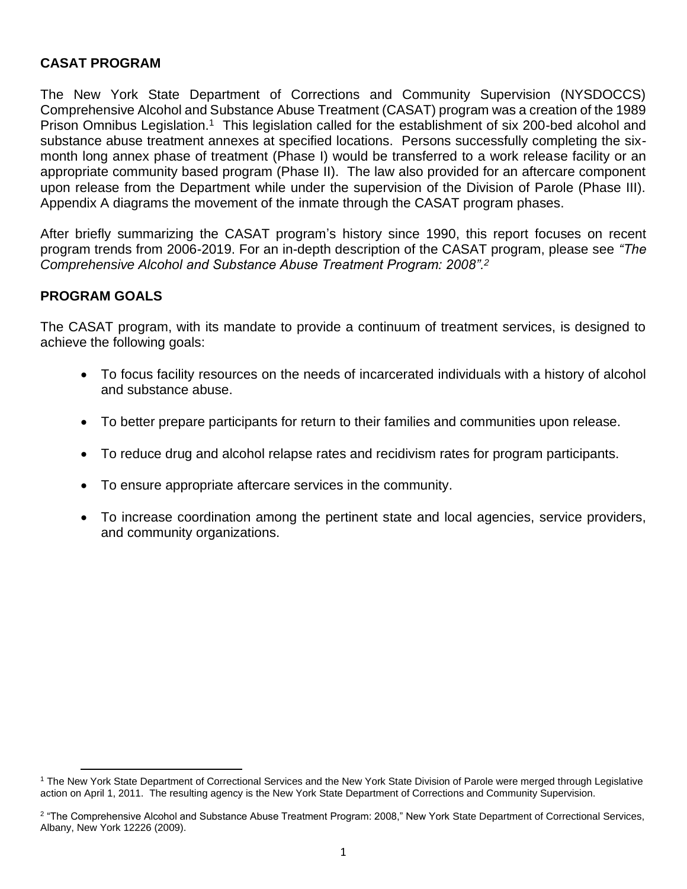## CASAT PROGRAM

The New York State Department of Corrections and Community Supervision (NYSDOCCS) Comprehensive Alcohol and Substance Abuse Treatment (CASAT) program was a creation of the 1989 Prison Omnibus Legislation.[1] This legislation called for the establishment of six 200-bed alcohol and substance abuse treatment annexes at specified locations. Persons successfully completing the six-month long annex phase of treatment (Phase I) would be transferred to a work release facility or an appropriate community based program (Phase II). The law also provided for an aftercare component upon release from the Department while under the supervision of the Division of Parole (Phase III). Appendix A diagrams the movement of the inmate through the CASAT program phases.

After briefly summarizing the CASAT program's history since 1990, this report focuses on recent program trends from 2006-2019. For an in-depth description of the CASAT program, please see *"The Comprehensive Alcohol and Substance Abuse Treatment Program: 2008".*[2]

## PROGRAM GOALS

The CASAT program, with its mandate to provide a continuum of treatment services, is designed to achieve the following goals:

- To focus facility resources on the needs of incarcerated individuals with a history of alcohol and substance abuse.
- To better prepare participants for return to their families and communities upon release.
- To reduce drug and alcohol relapse rates and recidivism rates for program participants.
- To ensure appropriate aftercare services in the community.
- To increase coordination among the pertinent state and local agencies, service providers, and community organizations.

---

[1] The New York State Department of Correctional Services and the New York State Division of Parole were merged through Legislative action on April 1, 2011. The resulting agency is the New York State Department of Corrections and Community Supervision.

[2] "The Comprehensive Alcohol and Substance Abuse Treatment Program: 2008," New York State Department of Correctional Services, Albany, New York 12226 (2009).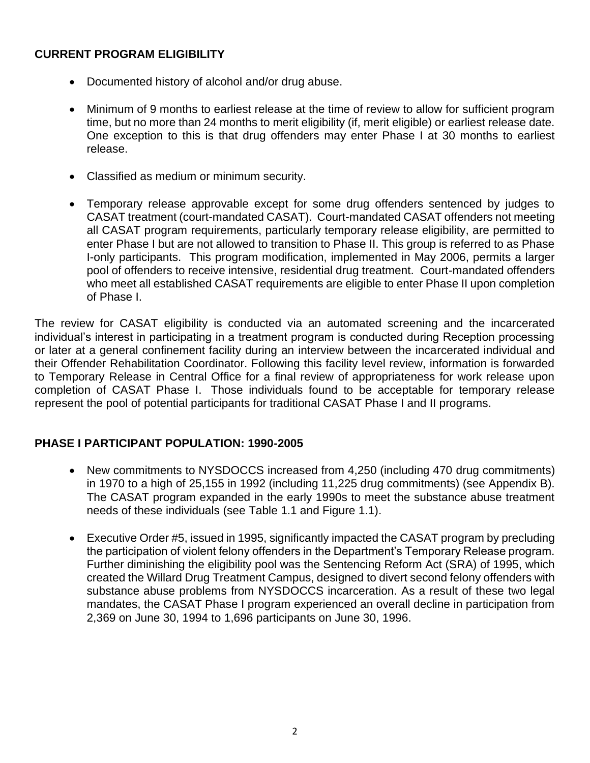## CURRENT PROGRAM ELIGIBILITY

- Documented history of alcohol and/or drug abuse.
- Minimum of 9 months to earliest release at the time of review to allow for sufficient program time, but no more than 24 months to merit eligibility (if, merit eligible) or earliest release date. One exception to this is that drug offenders may enter Phase I at 30 months to earliest release.
- Classified as medium or minimum security.
- Temporary release approvable except for some drug offenders sentenced by judges to CASAT treatment (court-mandated CASAT). Court-mandated CASAT offenders not meeting all CASAT program requirements, particularly temporary release eligibility, are permitted to enter Phase I but are not allowed to transition to Phase II. This group is referred to as Phase I-only participants. This program modification, implemented in May 2006, permits a larger pool of offenders to receive intensive, residential drug treatment. Court-mandated offenders who meet all established CASAT requirements are eligible to enter Phase II upon completion of Phase I.

The review for CASAT eligibility is conducted via an automated screening and the incarcerated individual's interest in participating in a treatment program is conducted during Reception processing or later at a general confinement facility during an interview between the incarcerated individual and their Offender Rehabilitation Coordinator. Following this facility level review, information is forwarded to Temporary Release in Central Office for a final review of appropriateness for work release upon completion of CASAT Phase I. Those individuals found to be acceptable for temporary release represent the pool of potential participants for traditional CASAT Phase I and II programs.

## PHASE I PARTICIPANT POPULATION: 1990-2005

- New commitments to NYSDOCCS increased from 4,250 (including 470 drug commitments) in 1970 to a high of 25,155 in 1992 (including 11,225 drug commitments) (see Appendix B). The CASAT program expanded in the early 1990s to meet the substance abuse treatment needs of these individuals (see Table 1.1 and Figure 1.1).
- Executive Order #5, issued in 1995, significantly impacted the CASAT program by precluding the participation of violent felony offenders in the Department's Temporary Release program. Further diminishing the eligibility pool was the Sentencing Reform Act (SRA) of 1995, which created the Willard Drug Treatment Campus, designed to divert second felony offenders with substance abuse problems from NYSDOCCS incarceration. As a result of these two legal mandates, the CASAT Phase I program experienced an overall decline in participation from 2,369 on June 30, 1994 to 1,696 participants on June 30, 1996.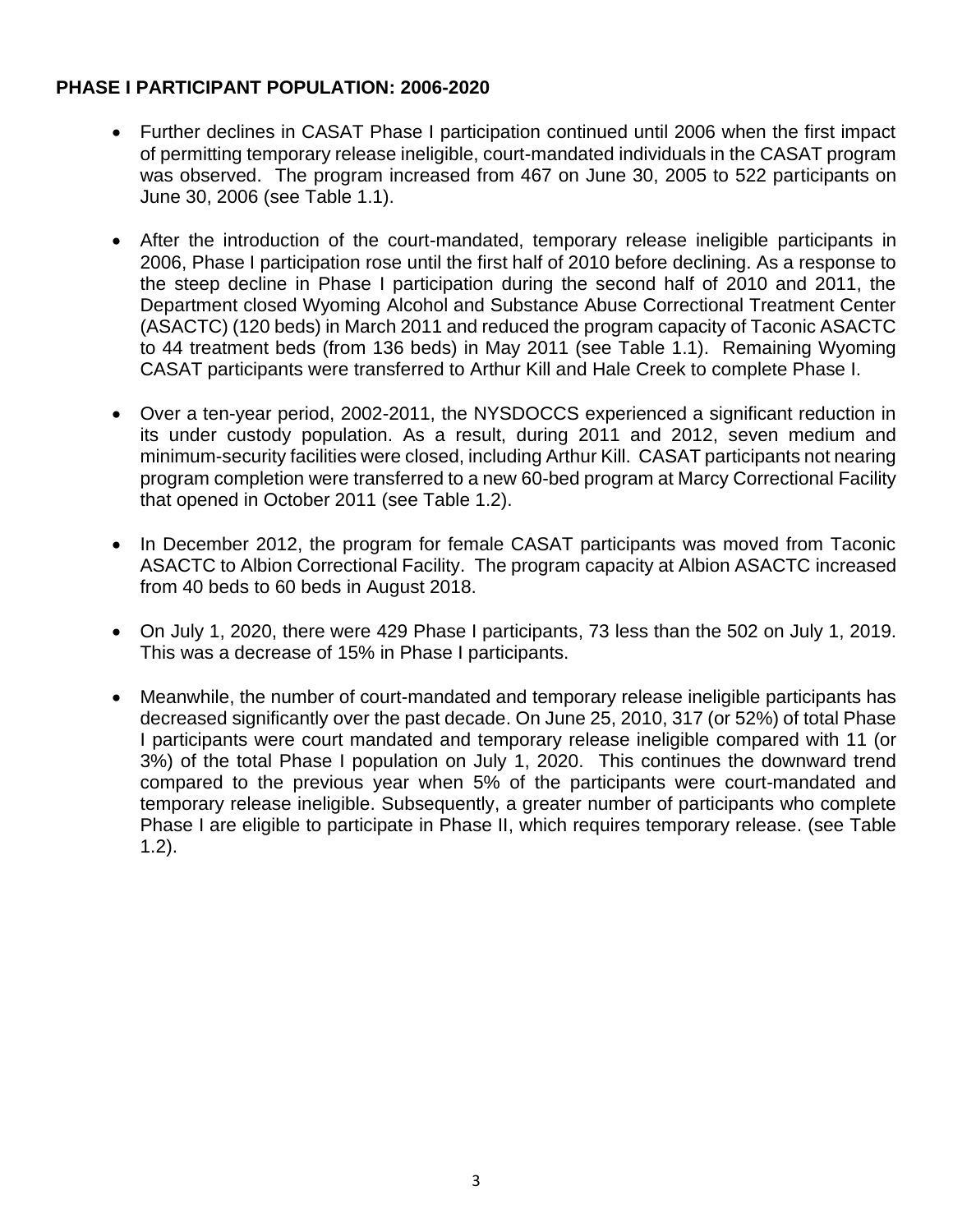## PHASE I PARTICIPANT POPULATION: 2006-2020

- Further declines in CASAT Phase I participation continued until 2006 when the first impact of permitting temporary release ineligible, court-mandated individuals in the CASAT program was observed. The program increased from 467 on June 30, 2005 to 522 participants on June 30, 2006 (see Table 1.1).

- After the introduction of the court-mandated, temporary release ineligible participants in 2006, Phase I participation rose until the first half of 2010 before declining. As a response to the steep decline in Phase I participation during the second half of 2010 and 2011, the Department closed Wyoming Alcohol and Substance Abuse Correctional Treatment Center (ASACTC) (120 beds) in March 2011 and reduced the program capacity of Taconic ASACTC to 44 treatment beds (from 136 beds) in May 2011 (see Table 1.1). Remaining Wyoming CASAT participants were transferred to Arthur Kill and Hale Creek to complete Phase I.

- Over a ten-year period, 2002-2011, the NYSDOCCS experienced a significant reduction in its under custody population. As a result, during 2011 and 2012, seven medium and minimum-security facilities were closed, including Arthur Kill. CASAT participants not nearing program completion were transferred to a new 60-bed program at Marcy Correctional Facility that opened in October 2011 (see Table 1.2).

- In December 2012, the program for female CASAT participants was moved from Taconic ASACTC to Albion Correctional Facility. The program capacity at Albion ASACTC increased from 40 beds to 60 beds in August 2018.

- On July 1, 2020, there were 429 Phase I participants, 73 less than the 502 on July 1, 2019. This was a decrease of 15% in Phase I participants.

- Meanwhile, the number of court-mandated and temporary release ineligible participants has decreased significantly over the past decade. On June 25, 2010, 317 (or 52%) of total Phase I participants were court mandated and temporary release ineligible compared with 11 (or 3%) of the total Phase I population on July 1, 2020. This continues the downward trend compared to the previous year when 5% of the participants were court-mandated and temporary release ineligible. Subsequently, a greater number of participants who complete Phase I are eligible to participate in Phase II, which requires temporary release. (see Table 1.2).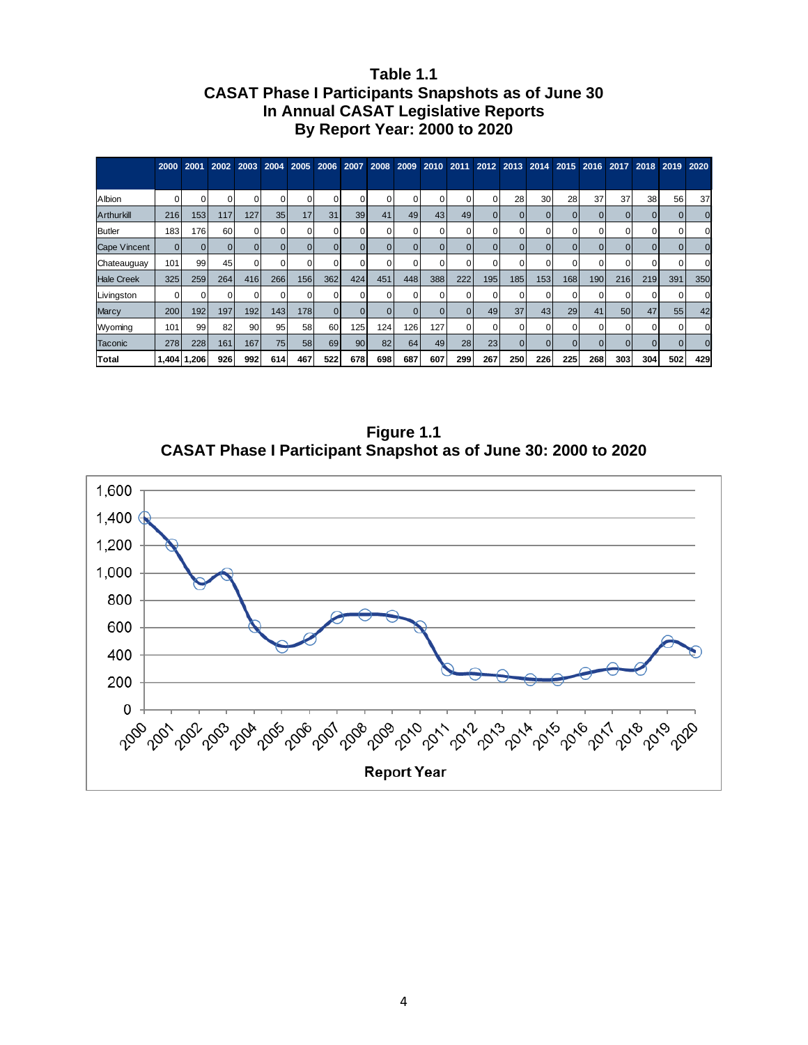**Table 1.1**
**CASAT Phase I Participants Snapshots as of June 30**
**In Annual CASAT Legislative Reports**
**By Report Year: 2000 to 2020**

| | 2000 | 2001 | 2002 | 2003 | 2004 | 2005 | 2006 | 2007 | 2008 | 2009 | 2010 | 2011 | 2012 | 2013 | 2014 | 2015 | 2016 | 2017 | 2018 | 2019 | 2020 |
|---|---|---|---|---|---|---|---|---|---|---|---|---|---|---|---|---|---|---|---|---|---|
| Albion | 0 | 0 | 0 | 0 | 0 | 0 | 0 | 0 | 0 | 0 | 0 | 0 | 0 | 28 | 30 | 28 | 37 | 37 | 38 | 56 | 37 |
| Arthurkill | 216 | 153 | 117 | 127 | 35 | 17 | 31 | 39 | 41 | 49 | 43 | 49 | 0 | 0 | 0 | 0 | 0 | 0 | 0 | 0 | 0 |
| Butler | 183 | 176 | 60 | 0 | 0 | 0 | 0 | 0 | 0 | 0 | 0 | 0 | 0 | 0 | 0 | 0 | 0 | 0 | 0 | 0 | 0 |
| Cape Vincent | 0 | 0 | 0 | 0 | 0 | 0 | 0 | 0 | 0 | 0 | 0 | 0 | 0 | 0 | 0 | 0 | 0 | 0 | 0 | 0 | 0 |
| Chateauguay | 101 | 99 | 45 | 0 | 0 | 0 | 0 | 0 | 0 | 0 | 0 | 0 | 0 | 0 | 0 | 0 | 0 | 0 | 0 | 0 | 0 |
| Hale Creek | 325 | 259 | 264 | 416 | 266 | 156 | 362 | 424 | 451 | 448 | 388 | 222 | 195 | 185 | 153 | 168 | 190 | 216 | 219 | 391 | 350 |
| Livingston | 0 | 0 | 0 | 0 | 0 | 0 | 0 | 0 | 0 | 0 | 0 | 0 | 0 | 0 | 0 | 0 | 0 | 0 | 0 | 0 | 0 |
| Marcy | 200 | 192 | 197 | 192 | 143 | 178 | 0 | 0 | 0 | 0 | 0 | 0 | 49 | 37 | 43 | 29 | 41 | 50 | 47 | 55 | 42 |
| Wyoming | 101 | 99 | 82 | 90 | 95 | 58 | 60 | 125 | 124 | 126 | 127 | 0 | 0 | 0 | 0 | 0 | 0 | 0 | 0 | 0 | 0 |
| Taconic | 278 | 228 | 161 | 167 | 75 | 58 | 69 | 90 | 82 | 64 | 49 | 28 | 23 | 0 | 0 | 0 | 0 | 0 | 0 | 0 | 0 |
| **Total** | **1,404** | **1,206** | **926** | **992** | **614** | **467** | **522** | **678** | **698** | **687** | **607** | **299** | **267** | **250** | **226** | **225** | **268** | **303** | **304** | **502** | **429** |

**Figure 1.1**
**CASAT Phase I Participant Snapshot as of June 30: 2000 to 2020**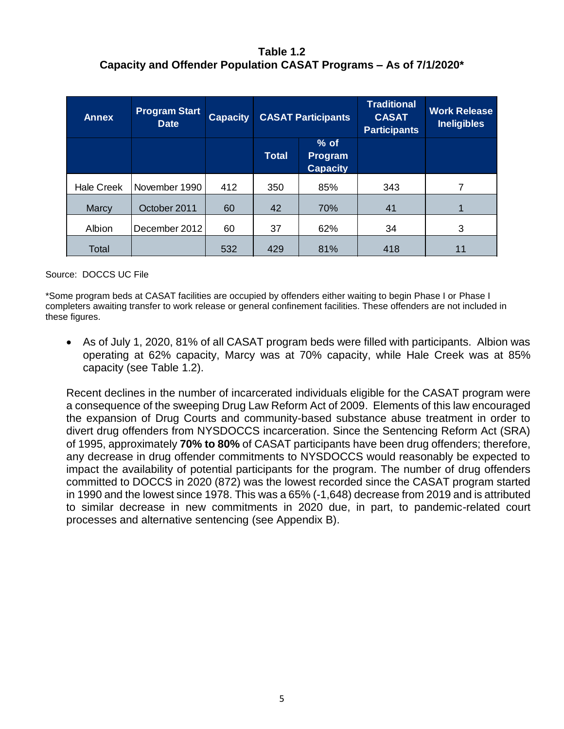**Table 1.2**
**Capacity and Offender Population CASAT Programs – As of 7/1/2020***

| Annex | Program Start Date | Capacity | CASAT Participants | | Traditional CASAT Participants | Work Release Ineligibles |
|---|---|---|---|---|---|---|
| | | | Total | % of Program Capacity | | |
| Hale Creek | November 1990 | 412 | 350 | 85% | 343 | 7 |
| Marcy | October 2011 | 60 | 42 | 70% | 41 | 1 |
| Albion | December 2012 | 60 | 37 | 62% | 34 | 3 |
| Total | | 532 | 429 | 81% | 418 | 11 |

Source: DOCCS UC File

*Some program beds at CASAT facilities are occupied by offenders either waiting to begin Phase I or Phase I completers awaiting transfer to work release or general confinement facilities. These offenders are not included in these figures.

- As of July 1, 2020, 81% of all CASAT program beds were filled with participants. Albion was operating at 62% capacity, Marcy was at 70% capacity, while Hale Creek was at 85% capacity (see Table 1.2).

Recent declines in the number of incarcerated individuals eligible for the CASAT program were a consequence of the sweeping Drug Law Reform Act of 2009. Elements of this law encouraged the expansion of Drug Courts and community-based substance abuse treatment in order to divert drug offenders from NYSDOCCS incarceration. Since the Sentencing Reform Act (SRA) of 1995, approximately **70% to 80%** of CASAT participants have been drug offenders; therefore, any decrease in drug offender commitments to NYSDOCCS would reasonably be expected to impact the availability of potential participants for the program. The number of drug offenders committed to DOCCS in 2020 (872) was the lowest recorded since the CASAT program started in 1990 and the lowest since 1978. This was a 65% (-1,648) decrease from 2019 and is attributed to similar decrease in new commitments in 2020 due, in part, to pandemic-related court processes and alternative sentencing (see Appendix B).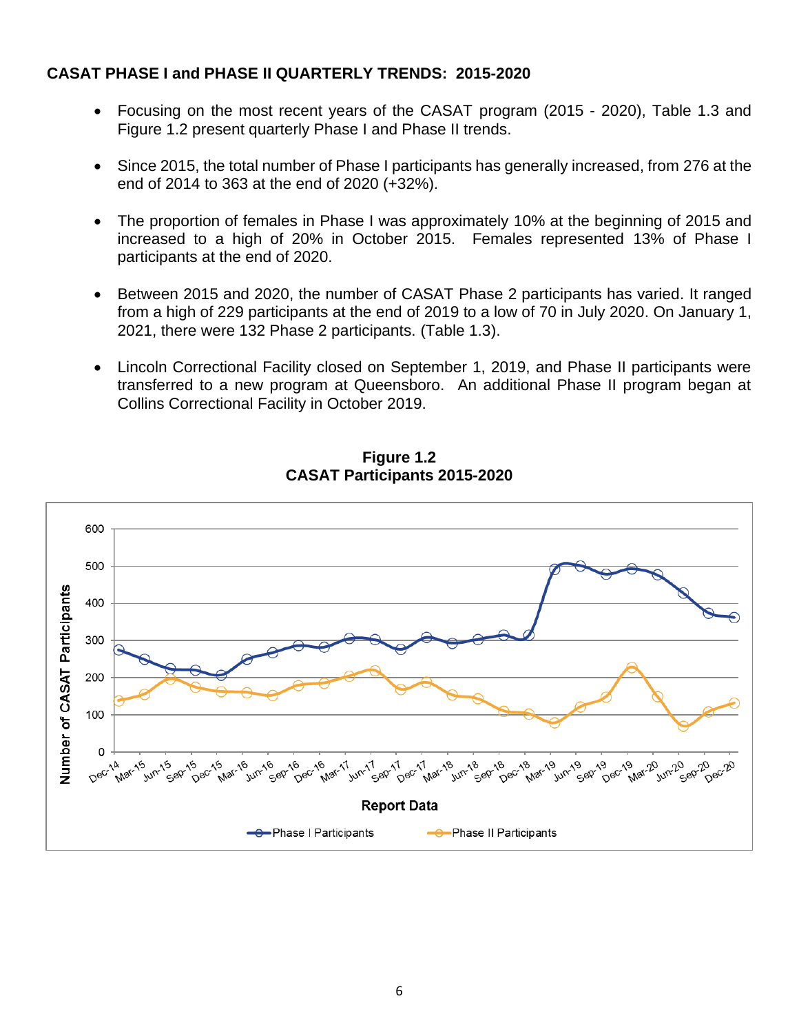**CASAT PHASE I and PHASE II QUARTERLY TRENDS: 2015-2020**

- Focusing on the most recent years of the CASAT program (2015 - 2020), Table 1.3 and Figure 1.2 present quarterly Phase I and Phase II trends.
- Since 2015, the total number of Phase I participants has generally increased, from 276 at the end of 2014 to 363 at the end of 2020 (+32%).
- The proportion of females in Phase I was approximately 10% at the beginning of 2015 and increased to a high of 20% in October 2015. Females represented 13% of Phase I participants at the end of 2020.
- Between 2015 and 2020, the number of CASAT Phase 2 participants has varied. It ranged from a high of 229 participants at the end of 2019 to a low of 70 in July 2020. On January 1, 2021, there were 132 Phase 2 participants. (Table 1.3).
- Lincoln Correctional Facility closed on September 1, 2019, and Phase II participants were transferred to a new program at Queensboro. An additional Phase II program began at Collins Correctional Facility in October 2019.

**Figure 1.2**
**CASAT Participants 2015-2020**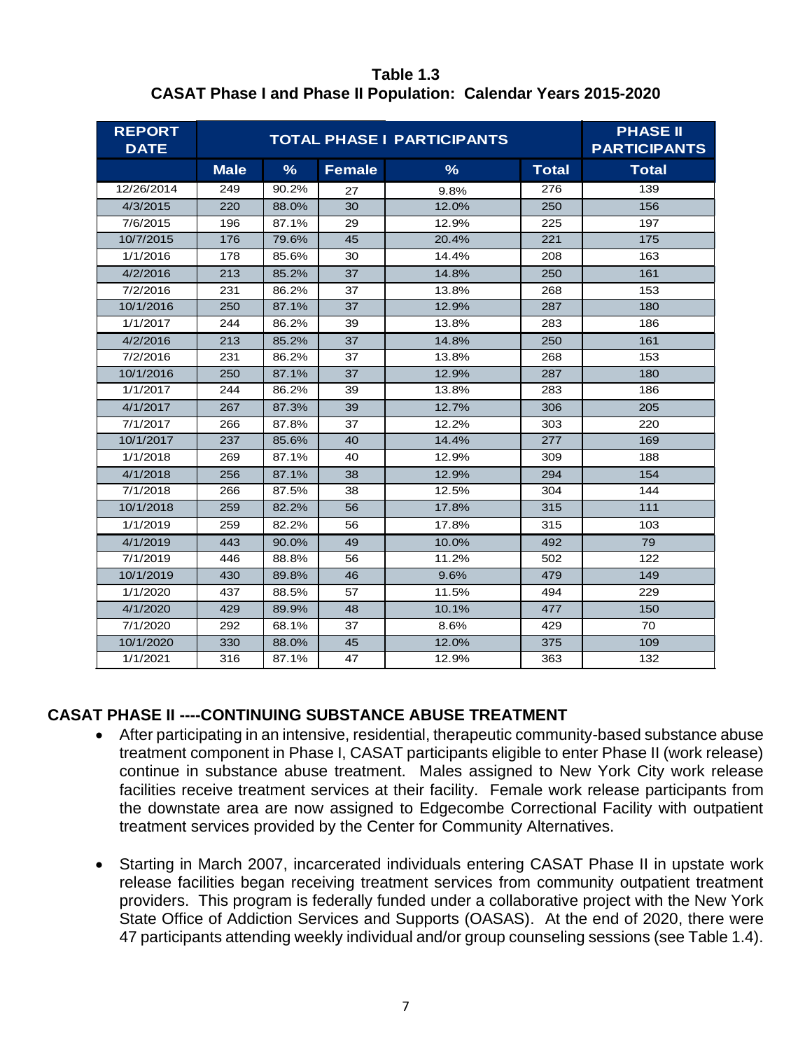**Table 1.3**
**CASAT Phase I and Phase II Population: Calendar Years 2015-2020**

| REPORT DATE | TOTAL PHASE I PARTICIPANTS | | | | | PHASE II PARTICIPANTS |
|---|---|---|---|---|---|---|
| | Male | % | Female | % | Total | Total |
| 12/26/2014 | 249 | 90.2% | 27 | 9.8% | 276 | 139 |
| 4/3/2015 | 220 | 88.0% | 30 | 12.0% | 250 | 156 |
| 7/6/2015 | 196 | 87.1% | 29 | 12.9% | 225 | 197 |
| 10/7/2015 | 176 | 79.6% | 45 | 20.4% | 221 | 175 |
| 1/1/2016 | 178 | 85.6% | 30 | 14.4% | 208 | 163 |
| 4/2/2016 | 213 | 85.2% | 37 | 14.8% | 250 | 161 |
| 7/2/2016 | 231 | 86.2% | 37 | 13.8% | 268 | 153 |
| 10/1/2016 | 250 | 87.1% | 37 | 12.9% | 287 | 180 |
| 1/1/2017 | 244 | 86.2% | 39 | 13.8% | 283 | 186 |
| 4/2/2016 | 213 | 85.2% | 37 | 14.8% | 250 | 161 |
| 7/2/2016 | 231 | 86.2% | 37 | 13.8% | 268 | 153 |
| 10/1/2016 | 250 | 87.1% | 37 | 12.9% | 287 | 180 |
| 1/1/2017 | 244 | 86.2% | 39 | 13.8% | 283 | 186 |
| 4/1/2017 | 267 | 87.3% | 39 | 12.7% | 306 | 205 |
| 7/1/2017 | 266 | 87.8% | 37 | 12.2% | 303 | 220 |
| 10/1/2017 | 237 | 85.6% | 40 | 14.4% | 277 | 169 |
| 1/1/2018 | 269 | 87.1% | 40 | 12.9% | 309 | 188 |
| 4/1/2018 | 256 | 87.1% | 38 | 12.9% | 294 | 154 |
| 7/1/2018 | 266 | 87.5% | 38 | 12.5% | 304 | 144 |
| 10/1/2018 | 259 | 82.2% | 56 | 17.8% | 315 | 111 |
| 1/1/2019 | 259 | 82.2% | 56 | 17.8% | 315 | 103 |
| 4/1/2019 | 443 | 90.0% | 49 | 10.0% | 492 | 79 |
| 7/1/2019 | 446 | 88.8% | 56 | 11.2% | 502 | 122 |
| 10/1/2019 | 430 | 89.8% | 46 | 9.6% | 479 | 149 |
| 1/1/2020 | 437 | 88.5% | 57 | 11.5% | 494 | 229 |
| 4/1/2020 | 429 | 89.9% | 48 | 10.1% | 477 | 150 |
| 7/1/2020 | 292 | 68.1% | 37 | 8.6% | 429 | 70 |
| 10/1/2020 | 330 | 88.0% | 45 | 12.0% | 375 | 109 |
| 1/1/2021 | 316 | 87.1% | 47 | 12.9% | 363 | 132 |

## CASAT PHASE II ----CONTINUING SUBSTANCE ABUSE TREATMENT

- After participating in an intensive, residential, therapeutic community-based substance abuse treatment component in Phase I, CASAT participants eligible to enter Phase II (work release) continue in substance abuse treatment. Males assigned to New York City work release facilities receive treatment services at their facility. Female work release participants from the downstate area are now assigned to Edgecombe Correctional Facility with outpatient treatment services provided by the Center for Community Alternatives.

- Starting in March 2007, incarcerated individuals entering CASAT Phase II in upstate work release facilities began receiving treatment services from community outpatient treatment providers. This program is federally funded under a collaborative project with the New York State Office of Addiction Services and Supports (OASAS). At the end of 2020, there were 47 participants attending weekly individual and/or group counseling sessions (see Table 1.4).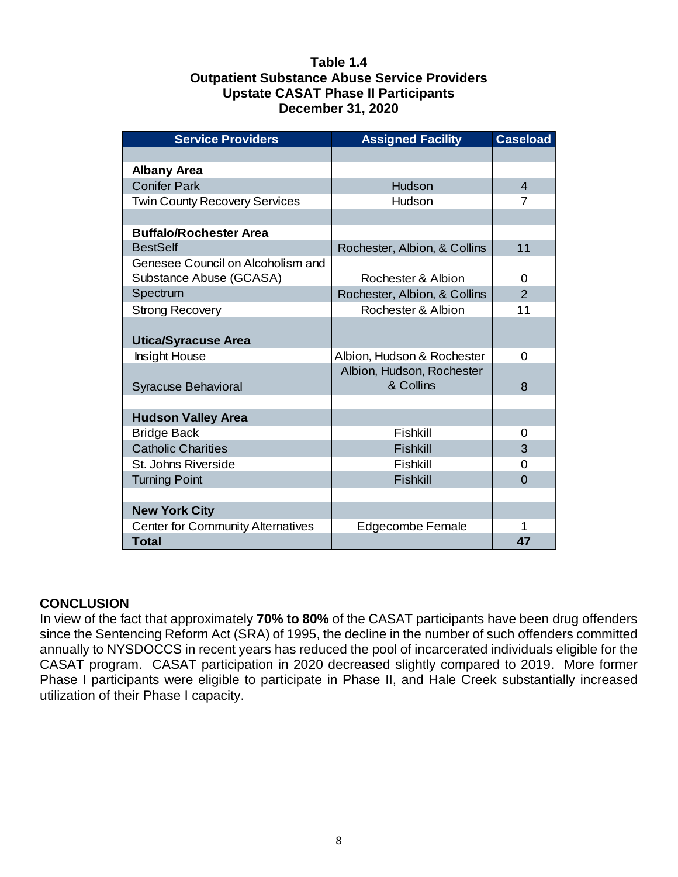**Table 1.4**
**Outpatient Substance Abuse Service Providers**
**Upstate CASAT Phase II Participants**
**December 31, 2020**

| Service Providers | Assigned Facility | Caseload |
|---|---|---|
| **Albany Area** | | |
| Conifer Park | Hudson | 4 |
| Twin County Recovery Services | Hudson | 7 |
| **Buffalo/Rochester Area** | | |
| BestSelf | Rochester, Albion, & Collins | 11 |
| Genesee Council on Alcoholism and Substance Abuse (GCASA) | Rochester & Albion | 0 |
| Spectrum | Rochester, Albion, & Collins | 2 |
| Strong Recovery | Rochester & Albion | 11 |
| **Utica/Syracuse Area** | | |
| Insight House | Albion, Hudson & Rochester | 0 |
| Syracuse Behavioral | Albion, Hudson, Rochester & Collins | 8 |
| **Hudson Valley Area** | | |
| Bridge Back | Fishkill | 0 |
| Catholic Charities | Fishkill | 3 |
| St. Johns Riverside | Fishkill | 0 |
| Turning Point | Fishkill | 0 |
| **New York City** | | |
| Center for Community Alternatives | Edgecombe Female | 1 |
| **Total** | | **47** |

## CONCLUSION

In view of the fact that approximately **70% to 80%** of the CASAT participants have been drug offenders since the Sentencing Reform Act (SRA) of 1995, the decline in the number of such offenders committed annually to NYSDOCCS in recent years has reduced the pool of incarcerated individuals eligible for the CASAT program. CASAT participation in 2020 decreased slightly compared to 2019. More former Phase I participants were eligible to participate in Phase II, and Hale Creek substantially increased utilization of their Phase I capacity.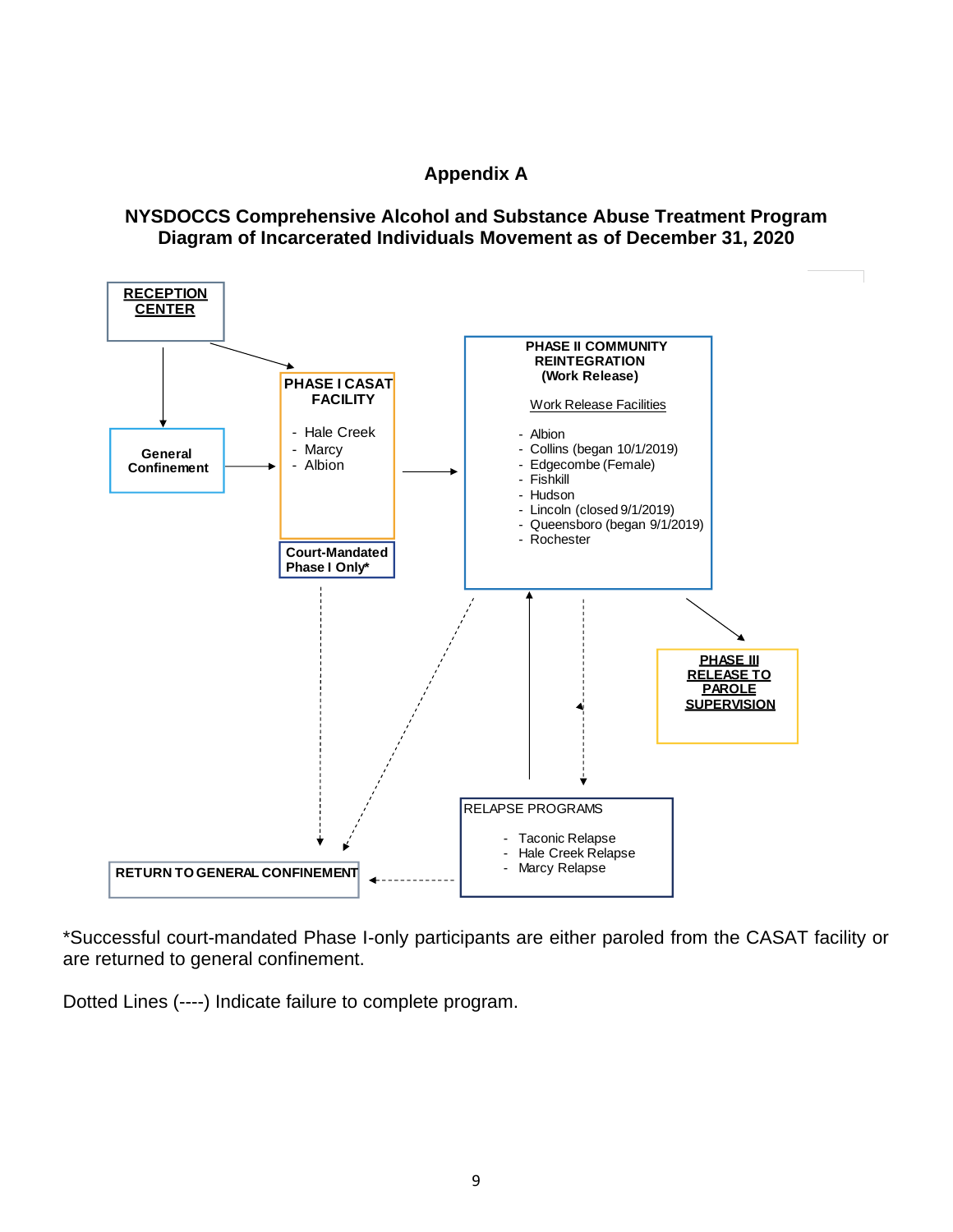## Appendix A

### NYSDOCCS Comprehensive Alcohol and Substance Abuse Treatment Program Diagram of Incarcerated Individuals Movement as of December 31, 2020

**RECEPTION CENTER**

**General Confinement**

**PHASE I CASAT FACILITY**

- Hale Creek
- Marcy
- Albion

**Court-Mandated Phase I Only***

**PHASE II COMMUNITY REINTEGRATION (Work Release)**

Work Release Facilities

- Albion
- Collins (began 10/1/2019)
- Edgecombe (Female)
- Fishkill
- Hudson
- Lincoln (closed 9/1/2019)
- Queensboro (began 9/1/2019)
- Rochester

**PHASE III RELEASE TO PAROLE SUPERVISION**

RELAPSE PROGRAMS

- Taconic Relapse
- Hale Creek Relapse
- Marcy Relapse

**RETURN TO GENERAL CONFINEMENT**

*Successful court-mandated Phase I-only participants are either paroled from the CASAT facility or are returned to general confinement.

Dotted Lines (----) Indicate failure to complete program.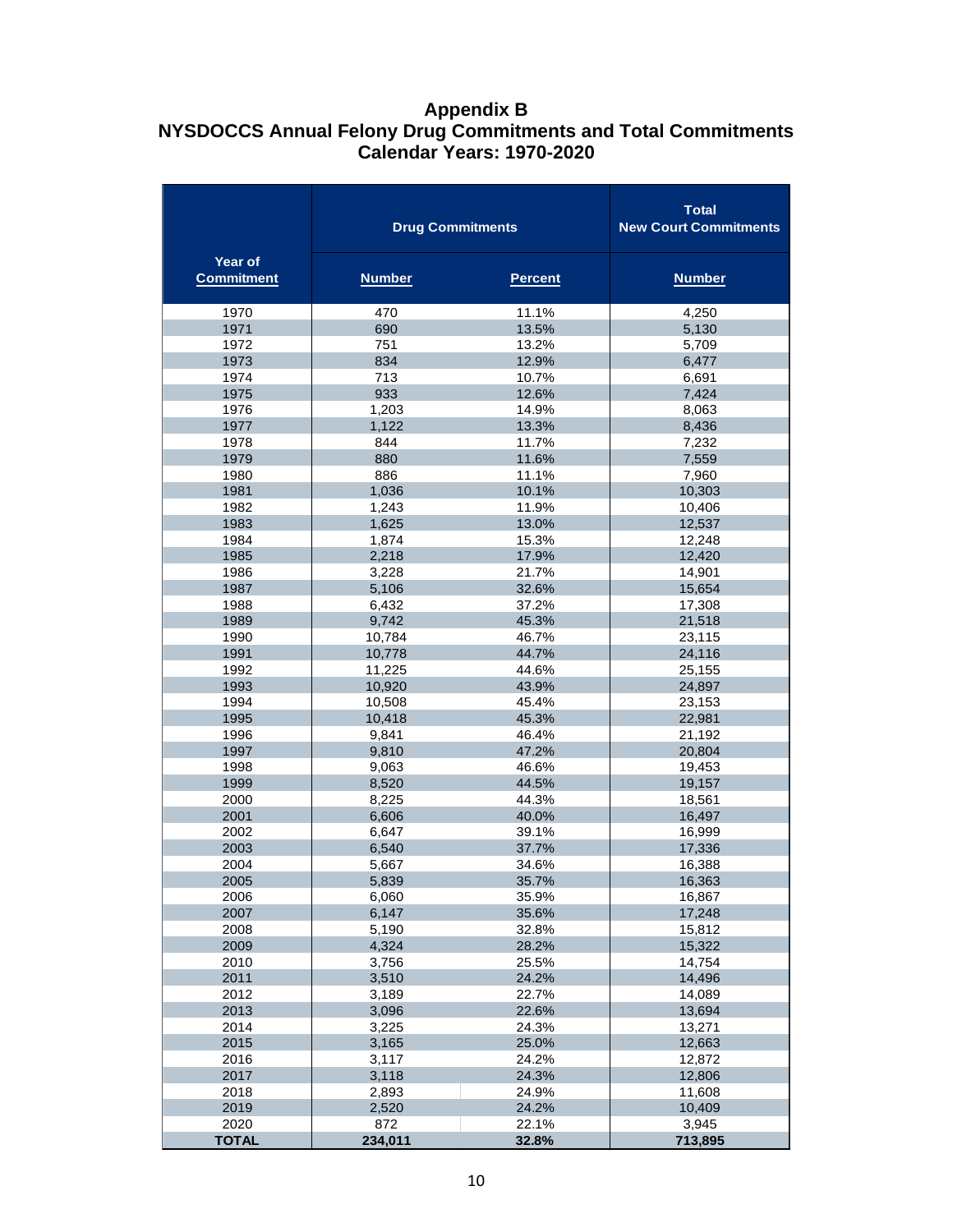# Appendix B
## NYSDOCCS Annual Felony Drug Commitments and Total Commitments
## Calendar Years: 1970-2020

| | Drug Commitments | | Total New Court Commitments |
|---|---|---|---|
| **Year of Commitment** | **Number** | **Percent** | **Number** |
| 1970 | 470 | 11.1% | 4,250 |
| 1971 | 690 | 13.5% | 5,130 |
| 1972 | 751 | 13.2% | 5,709 |
| 1973 | 834 | 12.9% | 6,477 |
| 1974 | 713 | 10.7% | 6,691 |
| 1975 | 933 | 12.6% | 7,424 |
| 1976 | 1,203 | 14.9% | 8,063 |
| 1977 | 1,122 | 13.3% | 8,436 |
| 1978 | 844 | 11.7% | 7,232 |
| 1979 | 880 | 11.6% | 7,559 |
| 1980 | 886 | 11.1% | 7,960 |
| 1981 | 1,036 | 10.1% | 10,303 |
| 1982 | 1,243 | 11.9% | 10,406 |
| 1983 | 1,625 | 13.0% | 12,537 |
| 1984 | 1,874 | 15.3% | 12,248 |
| 1985 | 2,218 | 17.9% | 12,420 |
| 1986 | 3,228 | 21.7% | 14,901 |
| 1987 | 5,106 | 32.6% | 15,654 |
| 1988 | 6,432 | 37.2% | 17,308 |
| 1989 | 9,742 | 45.3% | 21,518 |
| 1990 | 10,784 | 46.7% | 23,115 |
| 1991 | 10,778 | 44.7% | 24,116 |
| 1992 | 11,225 | 44.6% | 25,155 |
| 1993 | 10,920 | 43.9% | 24,897 |
| 1994 | 10,508 | 45.4% | 23,153 |
| 1995 | 10,418 | 45.3% | 22,981 |
| 1996 | 9,841 | 46.4% | 21,192 |
| 1997 | 9,810 | 47.2% | 20,804 |
| 1998 | 9,063 | 46.6% | 19,453 |
| 1999 | 8,520 | 44.5% | 19,157 |
| 2000 | 8,225 | 44.3% | 18,561 |
| 2001 | 6,606 | 40.0% | 16,497 |
| 2002 | 6,647 | 39.1% | 16,999 |
| 2003 | 6,540 | 37.7% | 17,336 |
| 2004 | 5,667 | 34.6% | 16,388 |
| 2005 | 5,839 | 35.7% | 16,363 |
| 2006 | 6,060 | 35.9% | 16,867 |
| 2007 | 6,147 | 35.6% | 17,248 |
| 2008 | 5,190 | 32.8% | 15,812 |
| 2009 | 4,324 | 28.2% | 15,322 |
| 2010 | 3,756 | 25.5% | 14,754 |
| 2011 | 3,510 | 24.2% | 14,496 |
| 2012 | 3,189 | 22.7% | 14,089 |
| 2013 | 3,096 | 22.6% | 13,694 |
| 2014 | 3,225 | 24.3% | 13,271 |
| 2015 | 3,165 | 25.0% | 12,663 |
| 2016 | 3,117 | 24.2% | 12,872 |
| 2017 | 3,118 | 24.3% | 12,806 |
| 2018 | 2,893 | 24.9% | 11,608 |
| 2019 | 2,520 | 24.2% | 10,409 |
| 2020 | 872 | 22.1% | 3,945 |
| **TOTAL** | **234,011** | **32.8%** | **713,895** |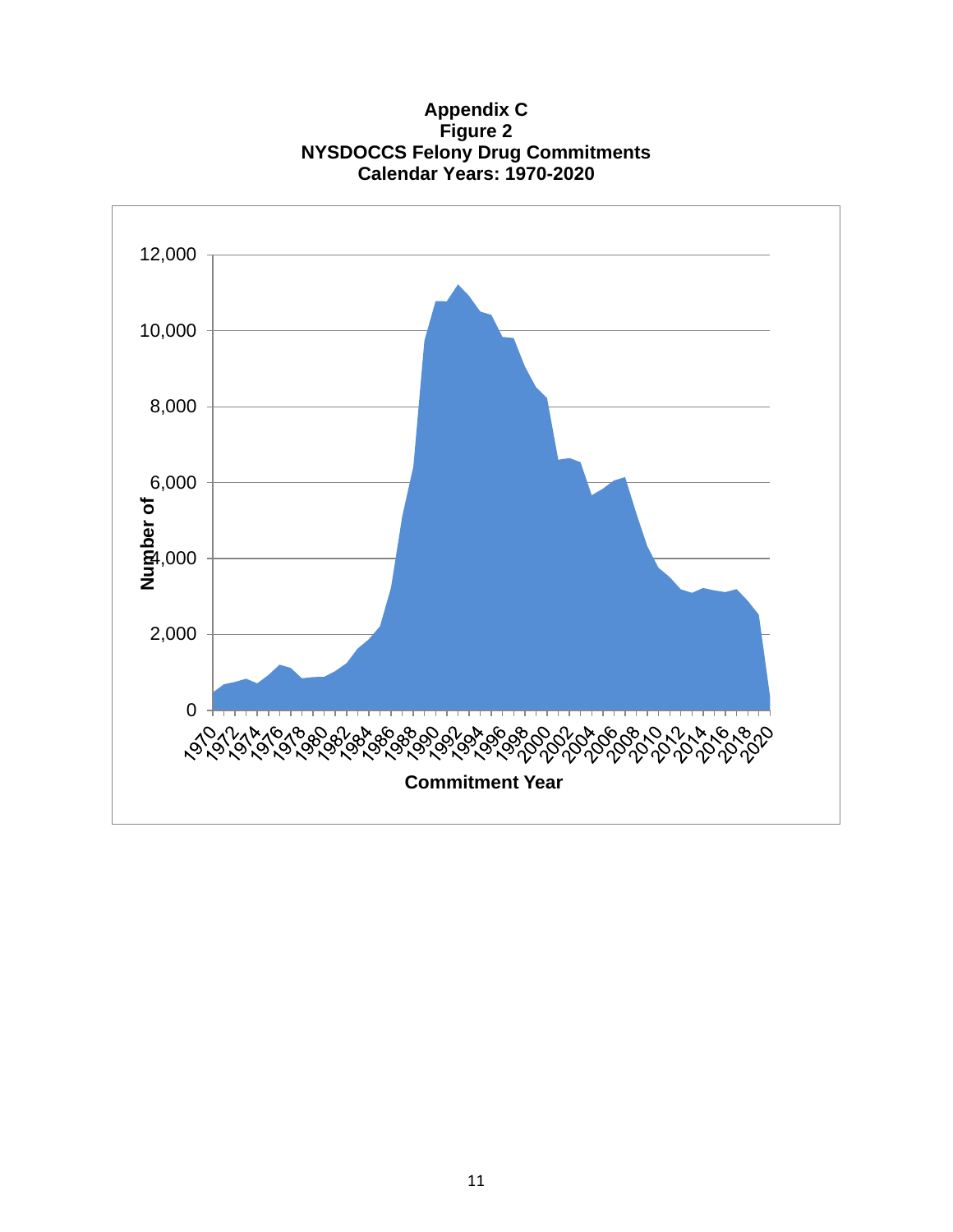**Appendix C**
**Figure 2**
**NYSDOCCS Felony Drug Commitments**
**Calendar Years: 1970-2020**

Number of

Commitment Year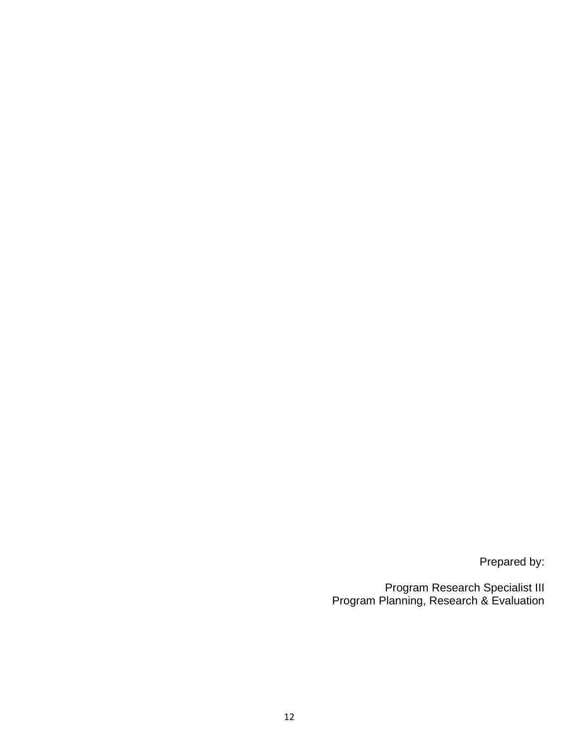Prepared by:

Program Research Specialist III
Program Planning, Research & Evaluation